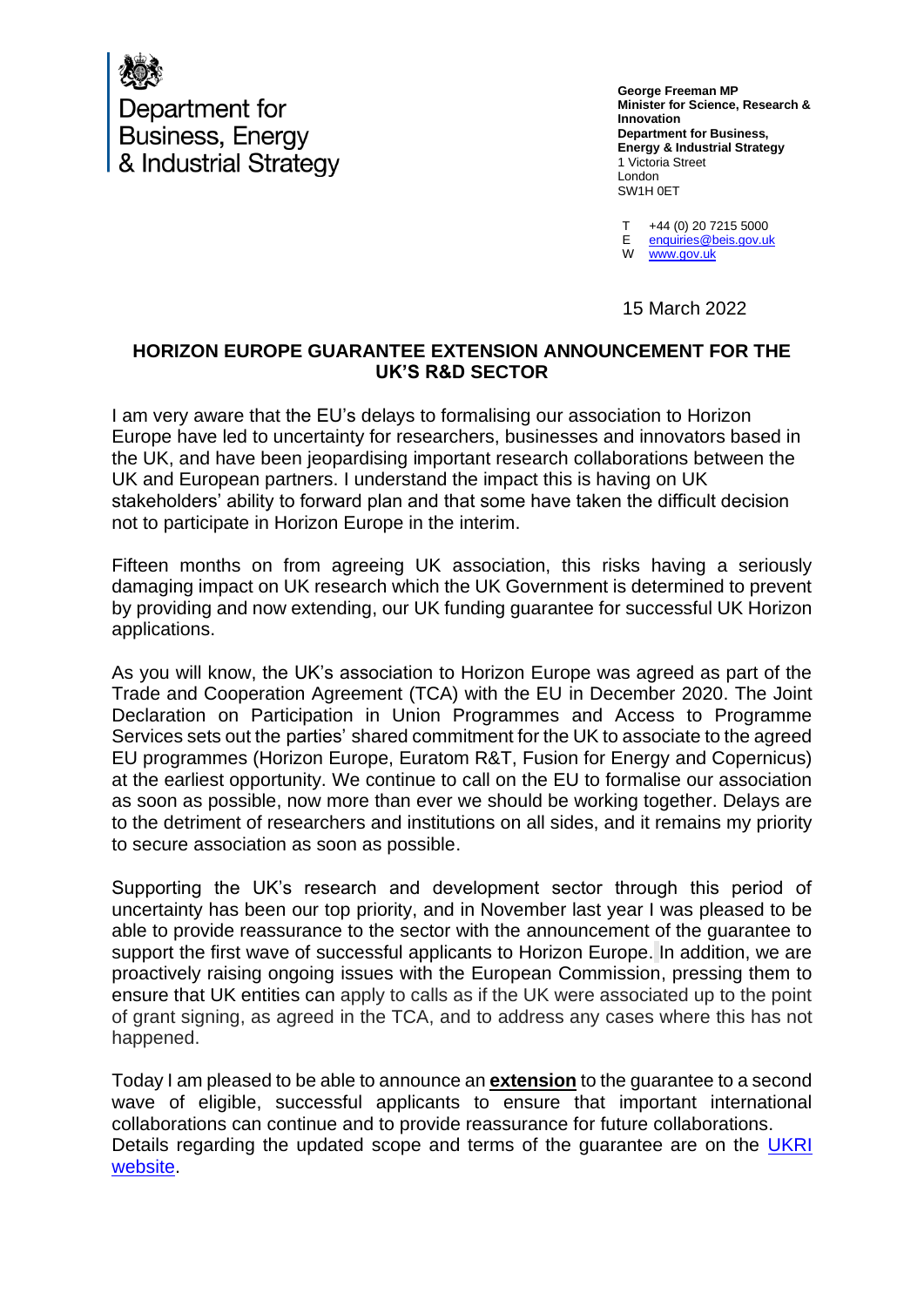Department for Business, Energy & Industrial Strategy

**George Freeman MP**
**Minister for Science, Research & Innovation**
**Department for Business, Energy & Industrial Strategy**
1 Victoria Street
London
SW1H 0ET

T +44 (0) 20 7215 5000
E enquiries@beis.gov.uk
W www.gov.uk

15 March 2022

## HORIZON EUROPE GUARANTEE EXTENSION ANNOUNCEMENT FOR THE UK'S R&D SECTOR

I am very aware that the EU's delays to formalising our association to Horizon Europe have led to uncertainty for researchers, businesses and innovators based in the UK, and have been jeopardising important research collaborations between the UK and European partners. I understand the impact this is having on UK stakeholders' ability to forward plan and that some have taken the difficult decision not to participate in Horizon Europe in the interim.

Fifteen months on from agreeing UK association, this risks having a seriously damaging impact on UK research which the UK Government is determined to prevent by providing and now extending, our UK funding guarantee for successful UK Horizon applications.

As you will know, the UK's association to Horizon Europe was agreed as part of the Trade and Cooperation Agreement (TCA) with the EU in December 2020. The Joint Declaration on Participation in Union Programmes and Access to Programme Services sets out the parties' shared commitment for the UK to associate to the agreed EU programmes (Horizon Europe, Euratom R&T, Fusion for Energy and Copernicus) at the earliest opportunity. We continue to call on the EU to formalise our association as soon as possible, now more than ever we should be working together. Delays are to the detriment of researchers and institutions on all sides, and it remains my priority to secure association as soon as possible.

Supporting the UK's research and development sector through this period of uncertainty has been our top priority, and in November last year I was pleased to be able to provide reassurance to the sector with the announcement of the guarantee to support the first wave of successful applicants to Horizon Europe. In addition, we are proactively raising ongoing issues with the European Commission, pressing them to ensure that UK entities can apply to calls as if the UK were associated up to the point of grant signing, as agreed in the TCA, and to address any cases where this has not happened.

Today I am pleased to be able to announce an **extension** to the guarantee to a second wave of eligible, successful applicants to ensure that important international collaborations can continue and to provide reassurance for future collaborations. Details regarding the updated scope and terms of the guarantee are on the UKRI website.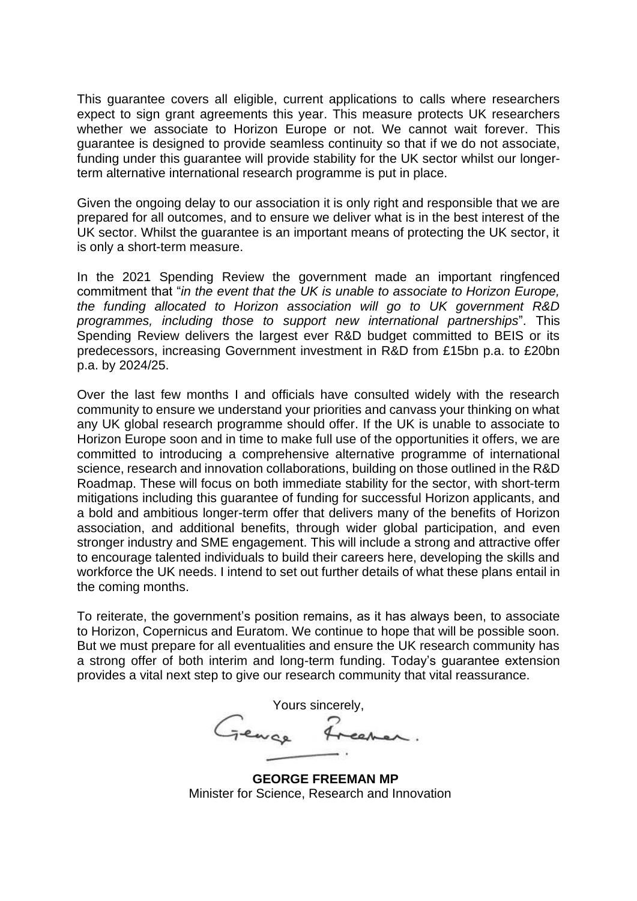This guarantee covers all eligible, current applications to calls where researchers expect to sign grant agreements this year. This measure protects UK researchers whether we associate to Horizon Europe or not. We cannot wait forever. This guarantee is designed to provide seamless continuity so that if we do not associate, funding under this guarantee will provide stability for the UK sector whilst our longer-term alternative international research programme is put in place.

Given the ongoing delay to our association it is only right and responsible that we are prepared for all outcomes, and to ensure we deliver what is in the best interest of the UK sector. Whilst the guarantee is an important means of protecting the UK sector, it is only a short-term measure.

In the 2021 Spending Review the government made an important ringfenced commitment that "*in the event that the UK is unable to associate to Horizon Europe, the funding allocated to Horizon association will go to UK government R&D programmes, including those to support new international partnerships*". This Spending Review delivers the largest ever R&D budget committed to BEIS or its predecessors, increasing Government investment in R&D from £15bn p.a. to £20bn p.a. by 2024/25.

Over the last few months I and officials have consulted widely with the research community to ensure we understand your priorities and canvass your thinking on what any UK global research programme should offer. If the UK is unable to associate to Horizon Europe soon and in time to make full use of the opportunities it offers, we are committed to introducing a comprehensive alternative programme of international science, research and innovation collaborations, building on those outlined in the R&D Roadmap. These will focus on both immediate stability for the sector, with short-term mitigations including this guarantee of funding for successful Horizon applicants, and a bold and ambitious longer-term offer that delivers many of the benefits of Horizon association, and additional benefits, through wider global participation, and even stronger industry and SME engagement. This will include a strong and attractive offer to encourage talented individuals to build their careers here, developing the skills and workforce the UK needs. I intend to set out further details of what these plans entail in the coming months.

To reiterate, the government's position remains, as it has always been, to associate to Horizon, Copernicus and Euratom. We continue to hope that will be possible soon. But we must prepare for all eventualities and ensure the UK research community has a strong offer of both interim and long-term funding. Today's guarantee extension provides a vital next step to give our research community that vital reassurance.

Yours sincerely,

George Freeman.

**GEORGE FREEMAN MP**
Minister for Science, Research and Innovation